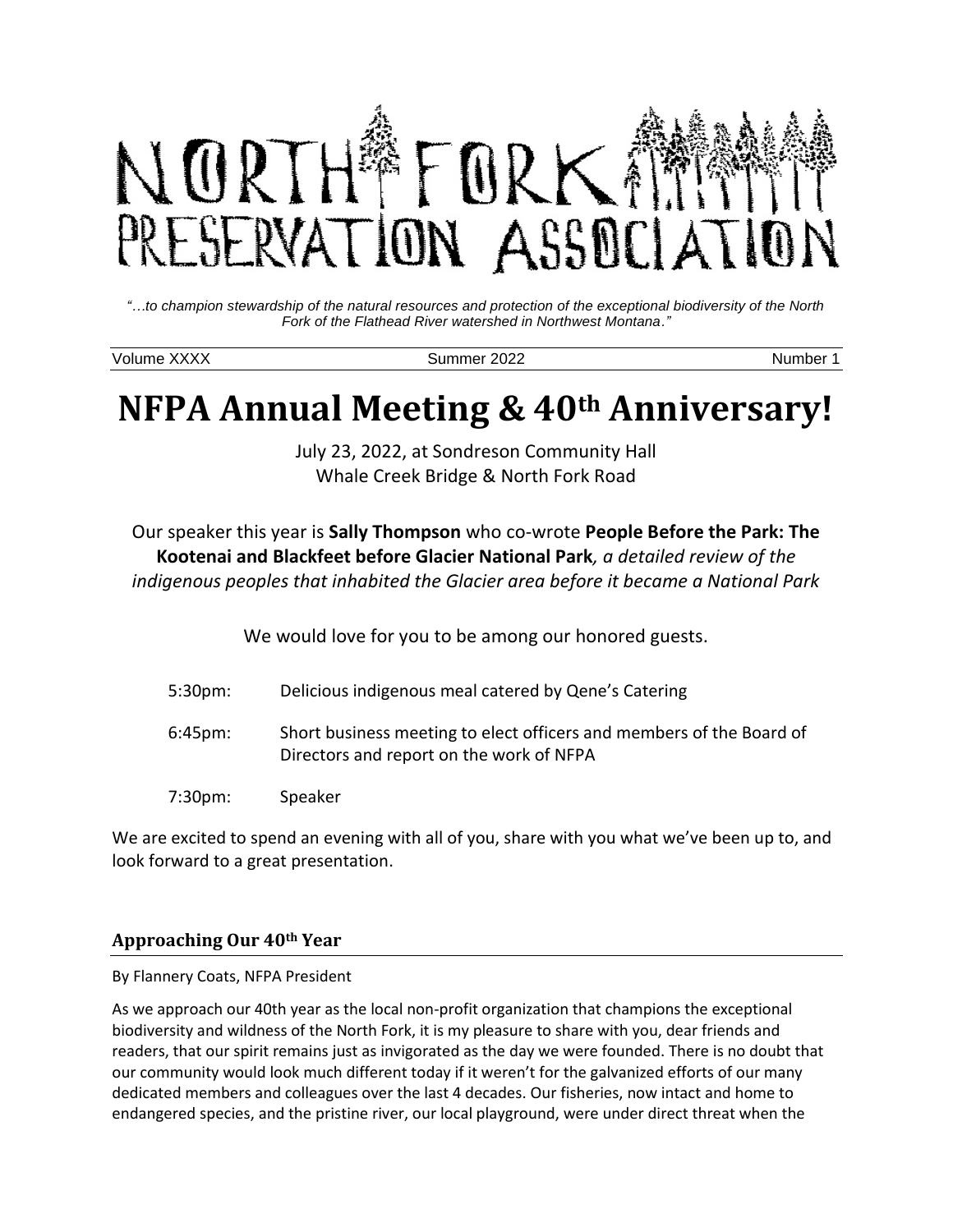# NORTH FORK PRESERVATION ASSOCIATION

*"…to champion stewardship of the natural resources and protection of the exceptional biodiversity of the North Fork of the Flathead River watershed in Northwest Montana."*

Volume XXXX | Summer 2022 | Number 1

# NFPA Annual Meeting & 40th Anniversary!

July 23, 2022, at Sondreson Community Hall
Whale Creek Bridge & North Fork Road

Our speaker this year is **Sally Thompson** who co-wrote **People Before the Park: The Kootenai and Blackfeet before Glacier National Park***, a detailed review of the indigenous peoples that inhabited the Glacier area before it became a National Park*

We would love for you to be among our honored guests.

5:30pm: Delicious indigenous meal catered by Qene's Catering

6:45pm: Short business meeting to elect officers and members of the Board of Directors and report on the work of NFPA

7:30pm: Speaker

We are excited to spend an evening with all of you, share with you what we've been up to, and look forward to a great presentation.

### Approaching Our 40th Year

By Flannery Coats, NFPA President

As we approach our 40th year as the local non-profit organization that champions the exceptional biodiversity and wildness of the North Fork, it is my pleasure to share with you, dear friends and readers, that our spirit remains just as invigorated as the day we were founded. There is no doubt that our community would look much different today if it weren't for the galvanized efforts of our many dedicated members and colleagues over the last 4 decades. Our fisheries, now intact and home to endangered species, and the pristine river, our local playground, were under direct threat when the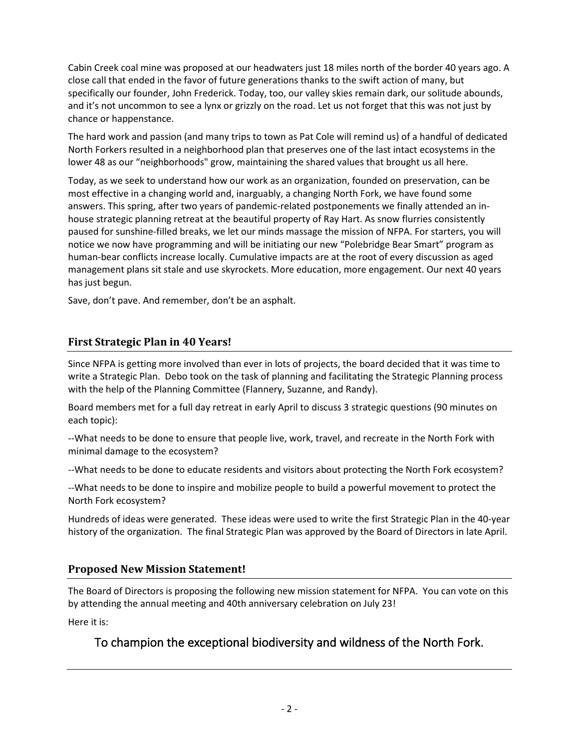Cabin Creek coal mine was proposed at our headwaters just 18 miles north of the border 40 years ago. A close call that ended in the favor of future generations thanks to the swift action of many, but specifically our founder, John Frederick. Today, too, our valley skies remain dark, our solitude abounds, and it's not uncommon to see a lynx or grizzly on the road. Let us not forget that this was not just by chance or happenstance.

The hard work and passion (and many trips to town as Pat Cole will remind us) of a handful of dedicated North Forkers resulted in a neighborhood plan that preserves one of the last intact ecosystems in the lower 48 as our "neighborhoods" grow, maintaining the shared values that brought us all here.

Today, as we seek to understand how our work as an organization, founded on preservation, can be most effective in a changing world and, inarguably, a changing North Fork, we have found some answers. This spring, after two years of pandemic-related postponements we finally attended an in-house strategic planning retreat at the beautiful property of Ray Hart. As snow flurries consistently paused for sunshine-filled breaks, we let our minds massage the mission of NFPA. For starters, you will notice we now have programming and will be initiating our new "Polebridge Bear Smart" program as human-bear conflicts increase locally. Cumulative impacts are at the root of every discussion as aged management plans sit stale and use skyrockets. More education, more engagement. Our next 40 years has just begun.

Save, don't pave. And remember, don't be an asphalt.

## First Strategic Plan in 40 Years!

Since NFPA is getting more involved than ever in lots of projects, the board decided that it was time to write a Strategic Plan. Debo took on the task of planning and facilitating the Strategic Planning process with the help of the Planning Committee (Flannery, Suzanne, and Randy).

Board members met for a full day retreat in early April to discuss 3 strategic questions (90 minutes on each topic):

--What needs to be done to ensure that people live, work, travel, and recreate in the North Fork with minimal damage to the ecosystem?

--What needs to be done to educate residents and visitors about protecting the North Fork ecosystem?

--What needs to be done to inspire and mobilize people to build a powerful movement to protect the North Fork ecosystem?

Hundreds of ideas were generated. These ideas were used to write the first Strategic Plan in the 40-year history of the organization. The final Strategic Plan was approved by the Board of Directors in late April.

## Proposed New Mission Statement!

The Board of Directors is proposing the following new mission statement for NFPA. You can vote on this by attending the annual meeting and 40th anniversary celebration on July 23!

Here it is:

### To champion the exceptional biodiversity and wildness of the North Fork.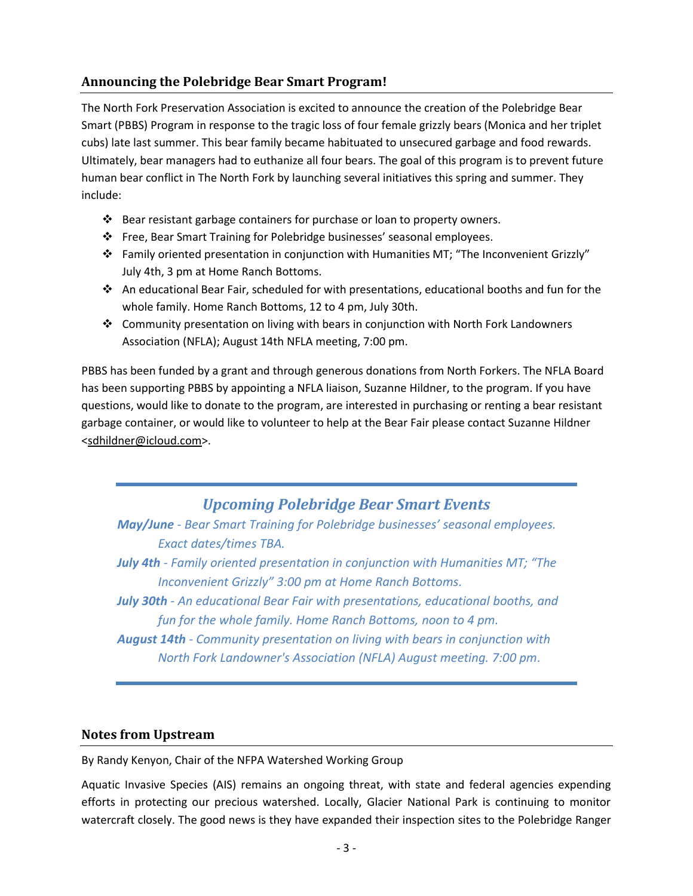## Announcing the Polebridge Bear Smart Program!

The North Fork Preservation Association is excited to announce the creation of the Polebridge Bear Smart (PBBS) Program in response to the tragic loss of four female grizzly bears (Monica and her triplet cubs) late last summer. This bear family became habituated to unsecured garbage and food rewards. Ultimately, bear managers had to euthanize all four bears. The goal of this program is to prevent future human bear conflict in The North Fork by launching several initiatives this spring and summer. They include:

- Bear resistant garbage containers for purchase or loan to property owners.
- Free, Bear Smart Training for Polebridge businesses' seasonal employees.
- Family oriented presentation in conjunction with Humanities MT; "The Inconvenient Grizzly" July 4th, 3 pm at Home Ranch Bottoms.
- An educational Bear Fair, scheduled for with presentations, educational booths and fun for the whole family. Home Ranch Bottoms, 12 to 4 pm, July 30th.
- Community presentation on living with bears in conjunction with North Fork Landowners Association (NFLA); August 14th NFLA meeting, 7:00 pm.

PBBS has been funded by a grant and through generous donations from North Forkers. The NFLA Board has been supporting PBBS by appointing a NFLA liaison, Suzanne Hildner, to the program. If you have questions, would like to donate to the program, are interested in purchasing or renting a bear resistant garbage container, or would like to volunteer to help at the Bear Fair please contact Suzanne Hildner <sdhildner@icloud.com>.

### *Upcoming Polebridge Bear Smart Events*

***May/June*** *- Bear Smart Training for Polebridge businesses' seasonal employees. Exact dates/times TBA.*

***July 4th*** *- Family oriented presentation in conjunction with Humanities MT; "The Inconvenient Grizzly" 3:00 pm at Home Ranch Bottoms.*

***July 30th*** *- An educational Bear Fair with presentations, educational booths, and fun for the whole family. Home Ranch Bottoms, noon to 4 pm.*

***August 14th*** *- Community presentation on living with bears in conjunction with North Fork Landowner's Association (NFLA) August meeting. 7:00 pm.*

## Notes from Upstream

By Randy Kenyon, Chair of the NFPA Watershed Working Group

Aquatic Invasive Species (AIS) remains an ongoing threat, with state and federal agencies expending efforts in protecting our precious watershed. Locally, Glacier National Park is continuing to monitor watercraft closely. The good news is they have expanded their inspection sites to the Polebridge Ranger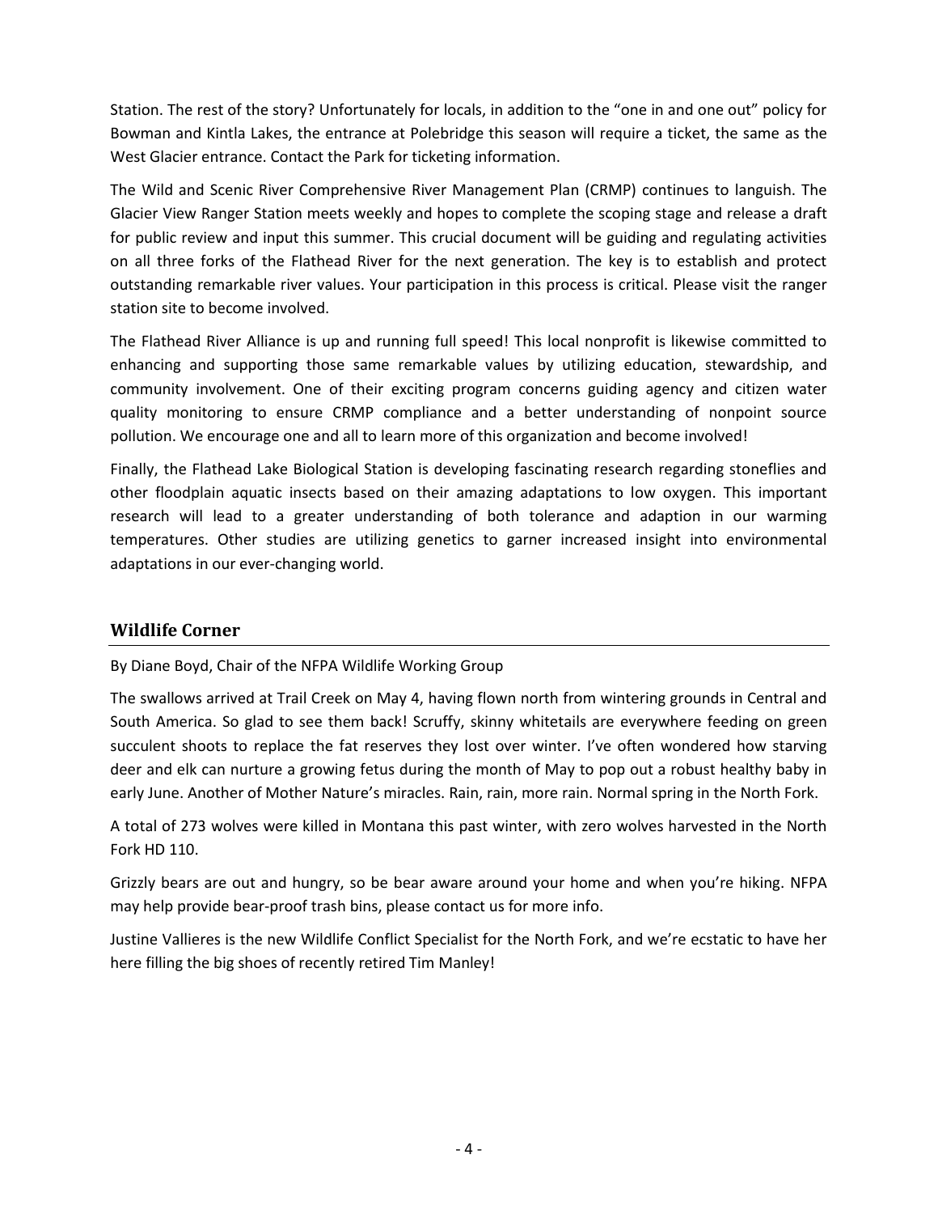Station. The rest of the story? Unfortunately for locals, in addition to the "one in and one out" policy for Bowman and Kintla Lakes, the entrance at Polebridge this season will require a ticket, the same as the West Glacier entrance. Contact the Park for ticketing information.

The Wild and Scenic River Comprehensive River Management Plan (CRMP) continues to languish. The Glacier View Ranger Station meets weekly and hopes to complete the scoping stage and release a draft for public review and input this summer. This crucial document will be guiding and regulating activities on all three forks of the Flathead River for the next generation. The key is to establish and protect outstanding remarkable river values. Your participation in this process is critical. Please visit the ranger station site to become involved.

The Flathead River Alliance is up and running full speed! This local nonprofit is likewise committed to enhancing and supporting those same remarkable values by utilizing education, stewardship, and community involvement. One of their exciting program concerns guiding agency and citizen water quality monitoring to ensure CRMP compliance and a better understanding of nonpoint source pollution. We encourage one and all to learn more of this organization and become involved!

Finally, the Flathead Lake Biological Station is developing fascinating research regarding stoneflies and other floodplain aquatic insects based on their amazing adaptations to low oxygen. This important research will lead to a greater understanding of both tolerance and adaption in our warming temperatures. Other studies are utilizing genetics to garner increased insight into environmental adaptations in our ever-changing world.

## Wildlife Corner

By Diane Boyd, Chair of the NFPA Wildlife Working Group

The swallows arrived at Trail Creek on May 4, having flown north from wintering grounds in Central and South America. So glad to see them back! Scruffy, skinny whitetails are everywhere feeding on green succulent shoots to replace the fat reserves they lost over winter. I've often wondered how starving deer and elk can nurture a growing fetus during the month of May to pop out a robust healthy baby in early June. Another of Mother Nature's miracles. Rain, rain, more rain. Normal spring in the North Fork.

A total of 273 wolves were killed in Montana this past winter, with zero wolves harvested in the North Fork HD 110.

Grizzly bears are out and hungry, so be bear aware around your home and when you're hiking. NFPA may help provide bear-proof trash bins, please contact us for more info.

Justine Vallieres is the new Wildlife Conflict Specialist for the North Fork, and we're ecstatic to have her here filling the big shoes of recently retired Tim Manley!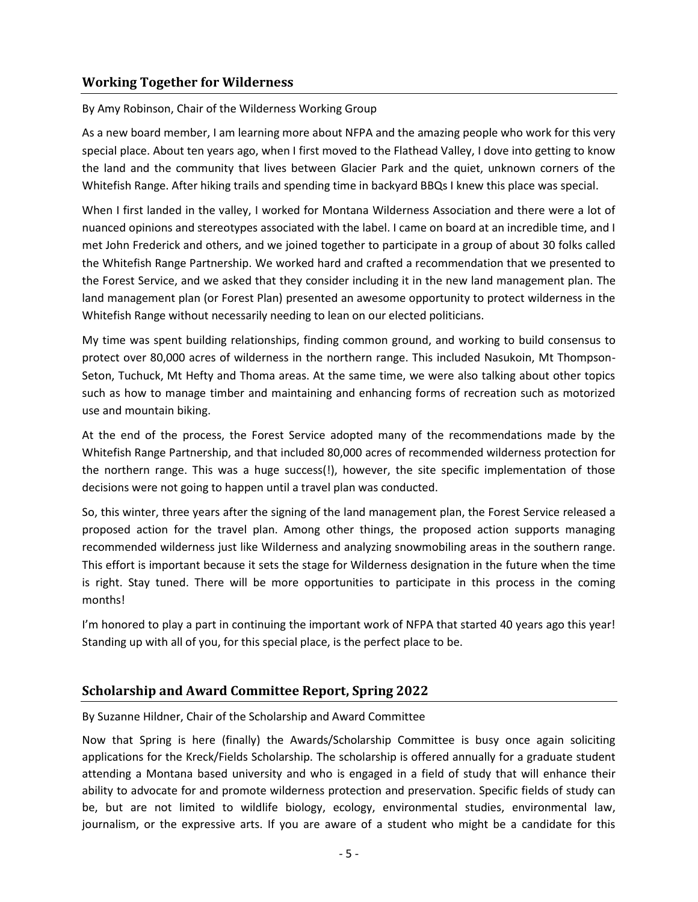## Working Together for Wilderness

By Amy Robinson, Chair of the Wilderness Working Group

As a new board member, I am learning more about NFPA and the amazing people who work for this very special place. About ten years ago, when I first moved to the Flathead Valley, I dove into getting to know the land and the community that lives between Glacier Park and the quiet, unknown corners of the Whitefish Range. After hiking trails and spending time in backyard BBQs I knew this place was special.

When I first landed in the valley, I worked for Montana Wilderness Association and there were a lot of nuanced opinions and stereotypes associated with the label. I came on board at an incredible time, and I met John Frederick and others, and we joined together to participate in a group of about 30 folks called the Whitefish Range Partnership. We worked hard and crafted a recommendation that we presented to the Forest Service, and we asked that they consider including it in the new land management plan. The land management plan (or Forest Plan) presented an awesome opportunity to protect wilderness in the Whitefish Range without necessarily needing to lean on our elected politicians.

My time was spent building relationships, finding common ground, and working to build consensus to protect over 80,000 acres of wilderness in the northern range. This included Nasukoin, Mt Thompson-Seton, Tuchuck, Mt Hefty and Thoma areas. At the same time, we were also talking about other topics such as how to manage timber and maintaining and enhancing forms of recreation such as motorized use and mountain biking.

At the end of the process, the Forest Service adopted many of the recommendations made by the Whitefish Range Partnership, and that included 80,000 acres of recommended wilderness protection for the northern range. This was a huge success(!), however, the site specific implementation of those decisions were not going to happen until a travel plan was conducted.

So, this winter, three years after the signing of the land management plan, the Forest Service released a proposed action for the travel plan. Among other things, the proposed action supports managing recommended wilderness just like Wilderness and analyzing snowmobiling areas in the southern range. This effort is important because it sets the stage for Wilderness designation in the future when the time is right. Stay tuned. There will be more opportunities to participate in this process in the coming months!

I'm honored to play a part in continuing the important work of NFPA that started 40 years ago this year! Standing up with all of you, for this special place, is the perfect place to be.

## Scholarship and Award Committee Report, Spring 2022

By Suzanne Hildner, Chair of the Scholarship and Award Committee

Now that Spring is here (finally) the Awards/Scholarship Committee is busy once again soliciting applications for the Kreck/Fields Scholarship. The scholarship is offered annually for a graduate student attending a Montana based university and who is engaged in a field of study that will enhance their ability to advocate for and promote wilderness protection and preservation. Specific fields of study can be, but are not limited to wildlife biology, ecology, environmental studies, environmental law, journalism, or the expressive arts. If you are aware of a student who might be a candidate for this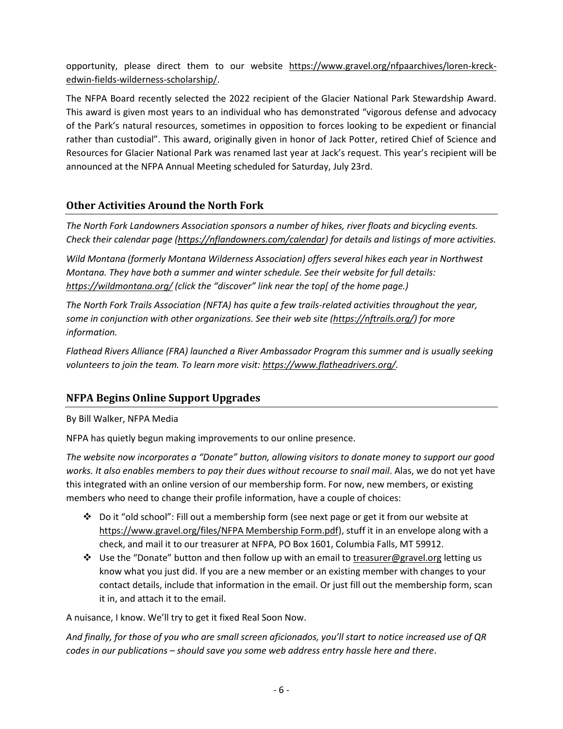opportunity, please direct them to our website https://www.gravel.org/nfpaarchives/loren-kreck-edwin-fields-wilderness-scholarship/.

The NFPA Board recently selected the 2022 recipient of the Glacier National Park Stewardship Award. This award is given most years to an individual who has demonstrated "vigorous defense and advocacy of the Park's natural resources, sometimes in opposition to forces looking to be expedient or financial rather than custodial". This award, originally given in honor of Jack Potter, retired Chief of Science and Resources for Glacier National Park was renamed last year at Jack's request. This year's recipient will be announced at the NFPA Annual Meeting scheduled for Saturday, July 23rd.

## Other Activities Around the North Fork

*The North Fork Landowners Association sponsors a number of hikes, river floats and bicycling events. Check their calendar page (https://nflandowners.com/calendar) for details and listings of more activities.*

*Wild Montana (formerly Montana Wilderness Association) offers several hikes each year in Northwest Montana. They have both a summer and winter schedule. See their website for full details: https://wildmontana.org/ (click the "discover" link near the top[ of the home page.)*

*The North Fork Trails Association (NFTA) has quite a few trails-related activities throughout the year, some in conjunction with other organizations. See their web site (https://nftrails.org/) for more information.*

*Flathead Rivers Alliance (FRA) launched a River Ambassador Program this summer and is usually seeking volunteers to join the team. To learn more visit: https://www.flatheadrivers.org/.*

## NFPA Begins Online Support Upgrades

By Bill Walker, NFPA Media

NFPA has quietly begun making improvements to our online presence.

*The website now incorporates a "Donate" button, allowing visitors to donate money to support our good works. It also enables members to pay their dues without recourse to snail mail*. Alas, we do not yet have this integrated with an online version of our membership form. For now, new members, or existing members who need to change their profile information, have a couple of choices:

- Do it "old school": Fill out a membership form (see next page or get it from our website at https://www.gravel.org/files/NFPA Membership Form.pdf), stuff it in an envelope along with a check, and mail it to our treasurer at NFPA, PO Box 1601, Columbia Falls, MT 59912.
- Use the "Donate" button and then follow up with an email to treasurer@gravel.org letting us know what you just did. If you are a new member or an existing member with changes to your contact details, include that information in the email. Or just fill out the membership form, scan it in, and attach it to the email.

A nuisance, I know. We'll try to get it fixed Real Soon Now.

*And finally, for those of you who are small screen aficionados, you'll start to notice increased use of QR codes in our publications – should save you some web address entry hassle here and there*.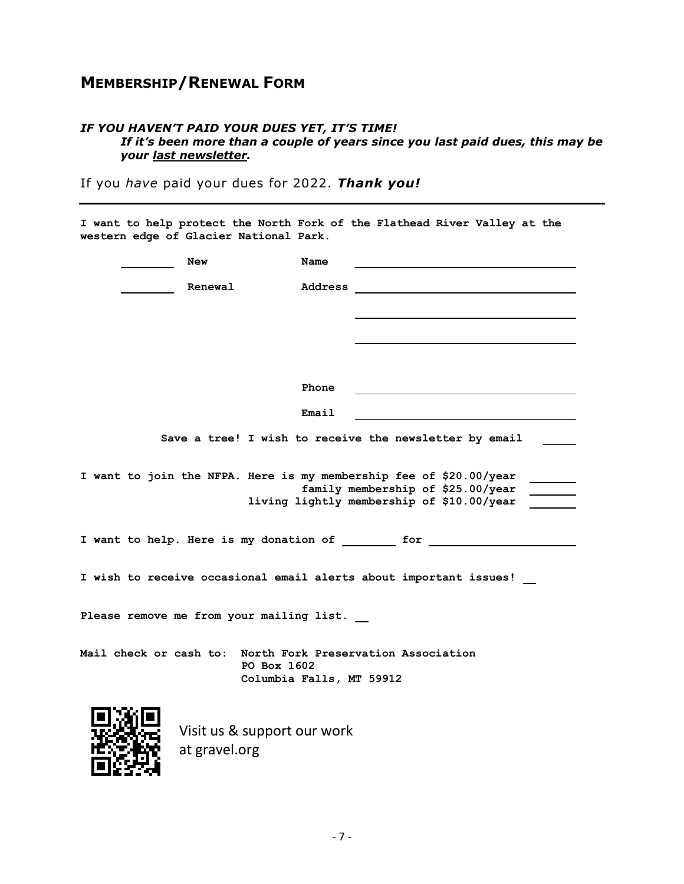## Membership/Renewal Form

***IF YOU HAVEN'T PAID YOUR DUES YET, IT'S TIME!***

***If it's been more than a couple of years since you last paid dues, this may be your <u>last newsletter</u>.***

If you *have* paid your dues for 2022. ***Thank you!***

---

**I want to help protect the North Fork of the Flathead River Valley at the western edge of Glacier National Park.**

**\_\_\_\_\_\_\_\_ New** **Name** \_\_\_\_\_\_\_\_\_\_\_\_\_\_\_\_\_\_\_\_\_\_\_\_\_\_\_\_\_\_

**\_\_\_\_\_\_\_\_ Renewal** **Address** \_\_\_\_\_\_\_\_\_\_\_\_\_\_\_\_\_\_\_\_\_\_\_\_\_\_\_\_\_\_

\_\_\_\_\_\_\_\_\_\_\_\_\_\_\_\_\_\_\_\_\_\_\_\_\_\_\_\_\_\_

\_\_\_\_\_\_\_\_\_\_\_\_\_\_\_\_\_\_\_\_\_\_\_\_\_\_\_\_\_\_

**Phone** \_\_\_\_\_\_\_\_\_\_\_\_\_\_\_\_\_\_\_\_\_\_\_\_\_\_\_\_\_\_

**Email** \_\_\_\_\_\_\_\_\_\_\_\_\_\_\_\_\_\_\_\_\_\_\_\_\_\_\_\_\_\_

**Save a tree! I wish to receive the newsletter by email** \_\_\_\_\_

**I want to join the NFPA. Here is my membership fee of $20.00/year** \_\_\_\_\_\_
**family membership of $25.00/year** \_\_\_\_\_\_
**living lightly membership of $10.00/year** \_\_\_\_\_\_

**I want to help. Here is my donation of** \_\_\_\_\_\_\_\_ **for** \_\_\_\_\_\_\_\_\_\_\_\_\_\_\_\_\_\_

**I wish to receive occasional email alerts about important issues!** \_\_

**Please remove me from your mailing list.** \_\_

**Mail check or cash to:** **North Fork Preservation Association**
**PO Box 1602**
**Columbia Falls, MT 59912**

Visit us & support our work at gravel.org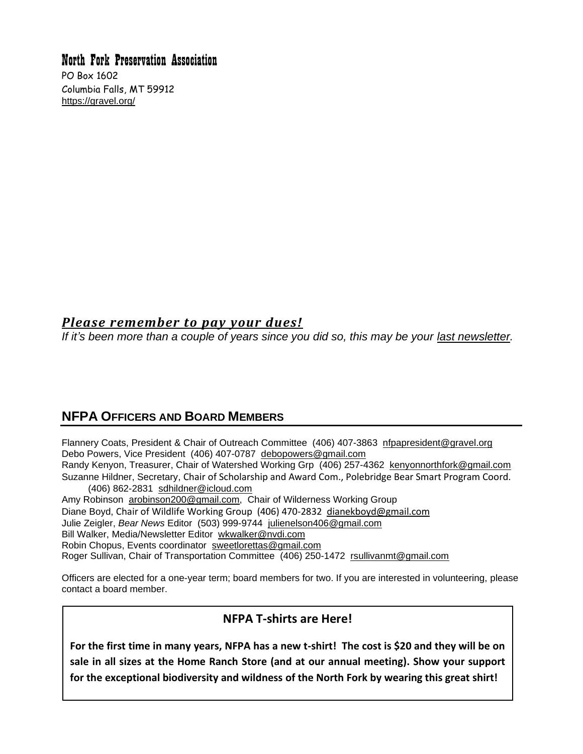North Fork Preservation Association

PO Box 1602
Columbia Falls, MT 59912
https://gravel.org/

***Please remember to pay your dues!***

*If it's been more than a couple of years since you did so, this may be your last newsletter.*

## NFPA Officers and Board Members

Flannery Coats, President & Chair of Outreach Committee (406) 407-3863 nfpapresident@gravel.org
Debo Powers, Vice President (406) 407-0787 debopowers@gmail.com
Randy Kenyon, Treasurer, Chair of Watershed Working Grp (406) 257-4362 kenyonnorthfork@gmail.com
Suzanne Hildner, Secretary, Chair of Scholarship and Award Com., Polebridge Bear Smart Program Coord. (406) 862-2831 sdhildner@icloud.com
Amy Robinson arobinson200@gmail.com, Chair of Wilderness Working Group
Diane Boyd, Chair of Wildlife Working Group (406) 470-2832 dianekboyd@gmail.com
Julie Zeigler, *Bear News* Editor (503) 999-9744 julienelson406@gmail.com
Bill Walker, Media/Newsletter Editor wkwalker@nvdi.com
Robin Chopus, Events coordinator sweetlorettas@gmail.com
Roger Sullivan, Chair of Transportation Committee (406) 250-1472 rsullivanmt@gmail.com

Officers are elected for a one-year term; board members for two. If you are interested in volunteering, please contact a board member.

### NFPA T-shirts are Here!

**For the first time in many years, NFPA has a new t-shirt! The cost is $20 and they will be on sale in all sizes at the Home Ranch Store (and at our annual meeting). Show your support for the exceptional biodiversity and wildness of the North Fork by wearing this great shirt!**